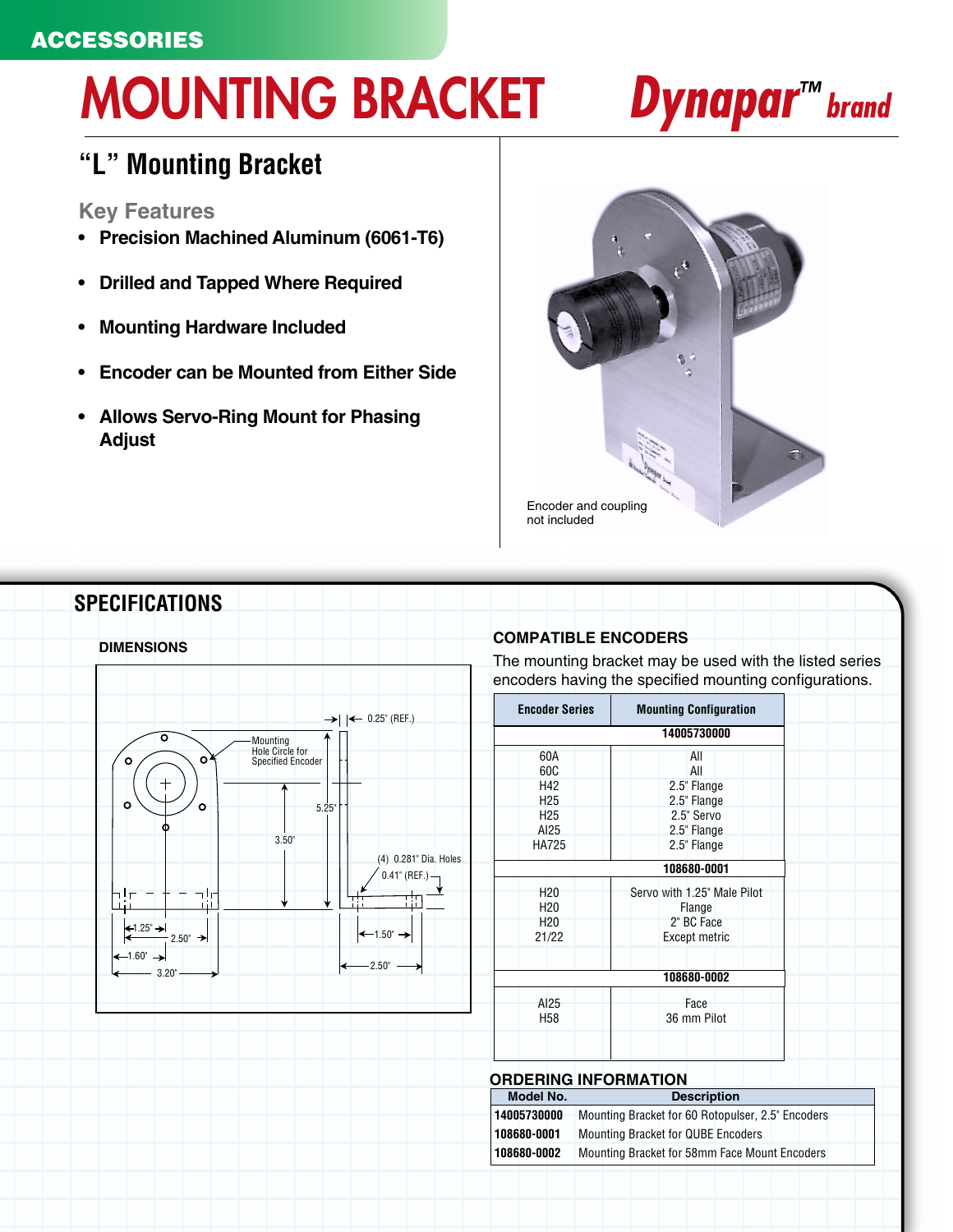ACCESSORIES

# MOUNTING BRACKET

*Dynapar™ brand*

## "L" Mounting Bracket

### Key Features

- **Precision Machined Aluminum (6061-T6)**
- **Drilled and Tapped Where Required**
- **Mounting Hardware Included**
- **Encoder can be Mounted from Either Side**
- **Allows Servo-Ring Mount for Phasing Adjust**

Encoder and coupling not included

## SPECIFICATIONS

### DIMENSIONS

Mounting Hole Circle for Specified Encoder

0.25" (REF.)

5.25"

3.50"

(4) 0.281" Dia. Holes

0.41" (REF.)

1.25"

2.50"

1.60"

3.20"

1.50"

2.50"

### COMPATIBLE ENCODERS

The mounting bracket may be used with the listed series encoders having the specified mounting configurations.

| Encoder Series | Mounting Configuration |
|---|---|
| **14005730000** | |
| 60A | All |
| 60C | All |
| H42 | 2.5" Flange |
| H25 | 2.5" Flange |
| H25 | 2.5" Servo |
| AI25 | 2.5" Flange |
| HA725 | 2.5" Flange |
| **108680-0001** | |
| H20 | Servo with 1.25" Male Pilot |
| H20 | Flange |
| H20 | 2" BC Face |
| 21/22 | Except metric |
| **108680-0002** | |
| AI25 | Face |
| H58 | 36 mm Pilot |

### ORDERING INFORMATION

| Model No. | Description |
|---|---|
| **14005730000** | Mounting Bracket for 60 Rotopulser, 2.5" Encoders |
| **108680-0001** | Mounting Bracket for QUBE Encoders |
| **108680-0002** | Mounting Bracket for 58mm Face Mount Encoders |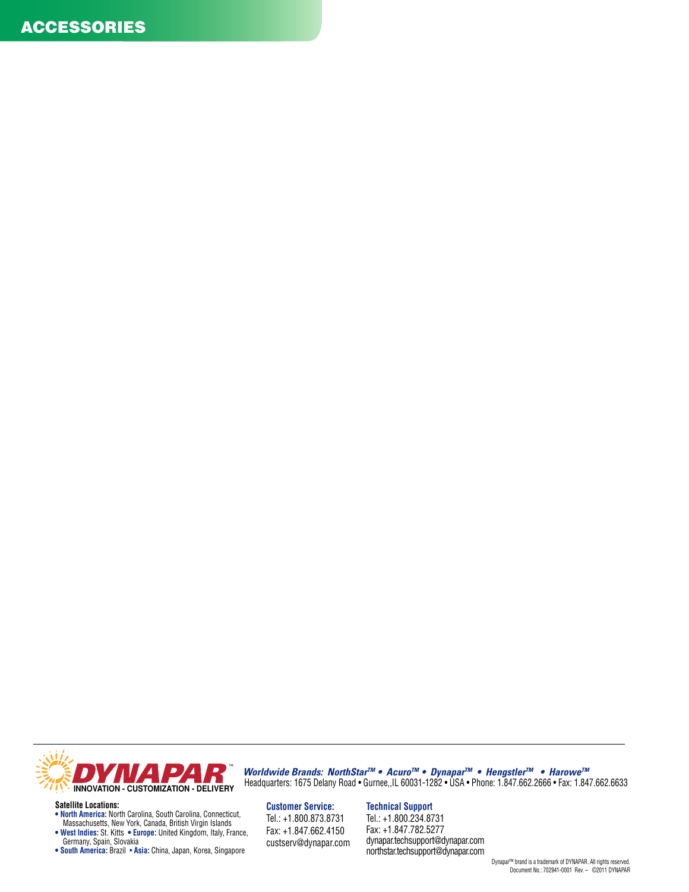# ACCESSORIES

DYNAPAR™
INNOVATION - CUSTOMIZATION - DELIVERY

***Worldwide Brands: NorthStar™ • Acuro™ • Dynapar™ • Hengstler™ • Harowe™***
Headquarters: 1675 Delany Road • Gurnee,,IL 60031-1282 • USA • Phone: 1.847.662.2666 • Fax: 1.847.662.6633

**Satellite Locations:**
- **North America:** North Carolina, South Carolina, Connecticut, Massachusetts, New York, Canada, British Virgin Islands
- **West Indies:** St. Kitts • **Europe:** United Kingdom, Italy, France, Germany, Spain, Slovakia
- **South America:** Brazil • **Asia:** China, Japan, Korea, Singapore

**Customer Service:**
Tel.: +1.800.873.8731
Fax: +1.847.662.4150
custserv@dynapar.com

**Technical Support**
Tel.: +1.800.234.8731
Fax: +1.847.782.5277
dynapar.techsupport@dynapar.com
northstar.techsupport@dynapar.com

Dynapar™ brand is a trademark of DYNAPAR. All rights reserved.
Document No.: 702941-0001 Rev. – ©2011 DYNAPAR